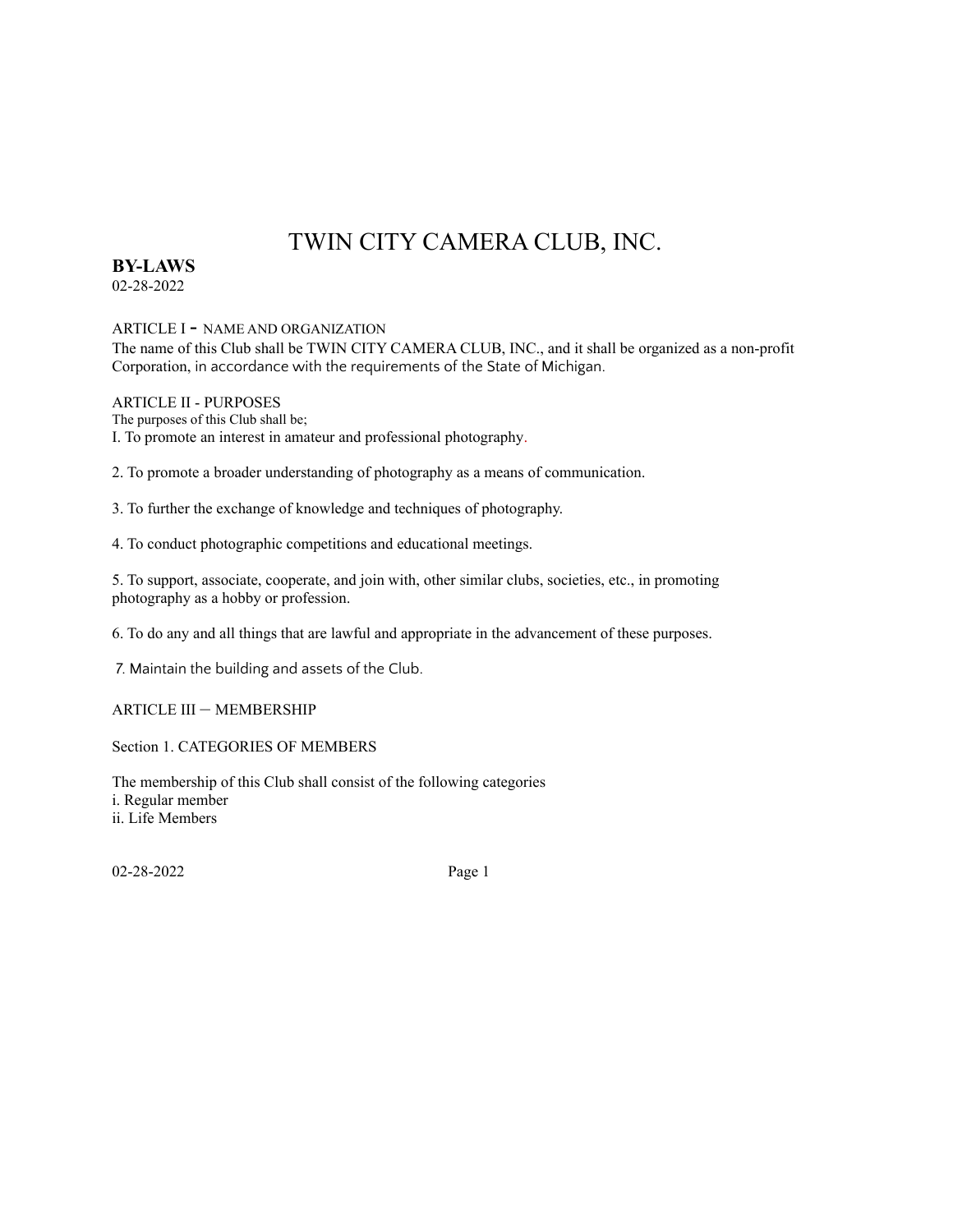# TWIN CITY CAMERA CLUB, INC.

**BY-LAWS**
02-28-2022

## ARTICLE I - NAME AND ORGANIZATION

The name of this Club shall be TWIN CITY CAMERA CLUB, INC., and it shall be organized as a non-profit Corporation, in accordance with the requirements of the State of Michigan.

## ARTICLE II - PURPOSES

The purposes of this Club shall be;

I. To promote an interest in amateur and professional photography.

2. To promote a broader understanding of photography as a means of communication.

3. To further the exchange of knowledge and techniques of photography.

4. To conduct photographic competitions and educational meetings.

5. To support, associate, cooperate, and join with, other similar clubs, societies, etc., in promoting photography as a hobby or profession.

6. To do any and all things that are lawful and appropriate in the advancement of these purposes.

7. Maintain the building and assets of the Club.

## ARTICLE III — MEMBERSHIP

### Section 1. CATEGORIES OF MEMBERS

The membership of this Club shall consist of the following categories

i. Regular member
ii. Life Members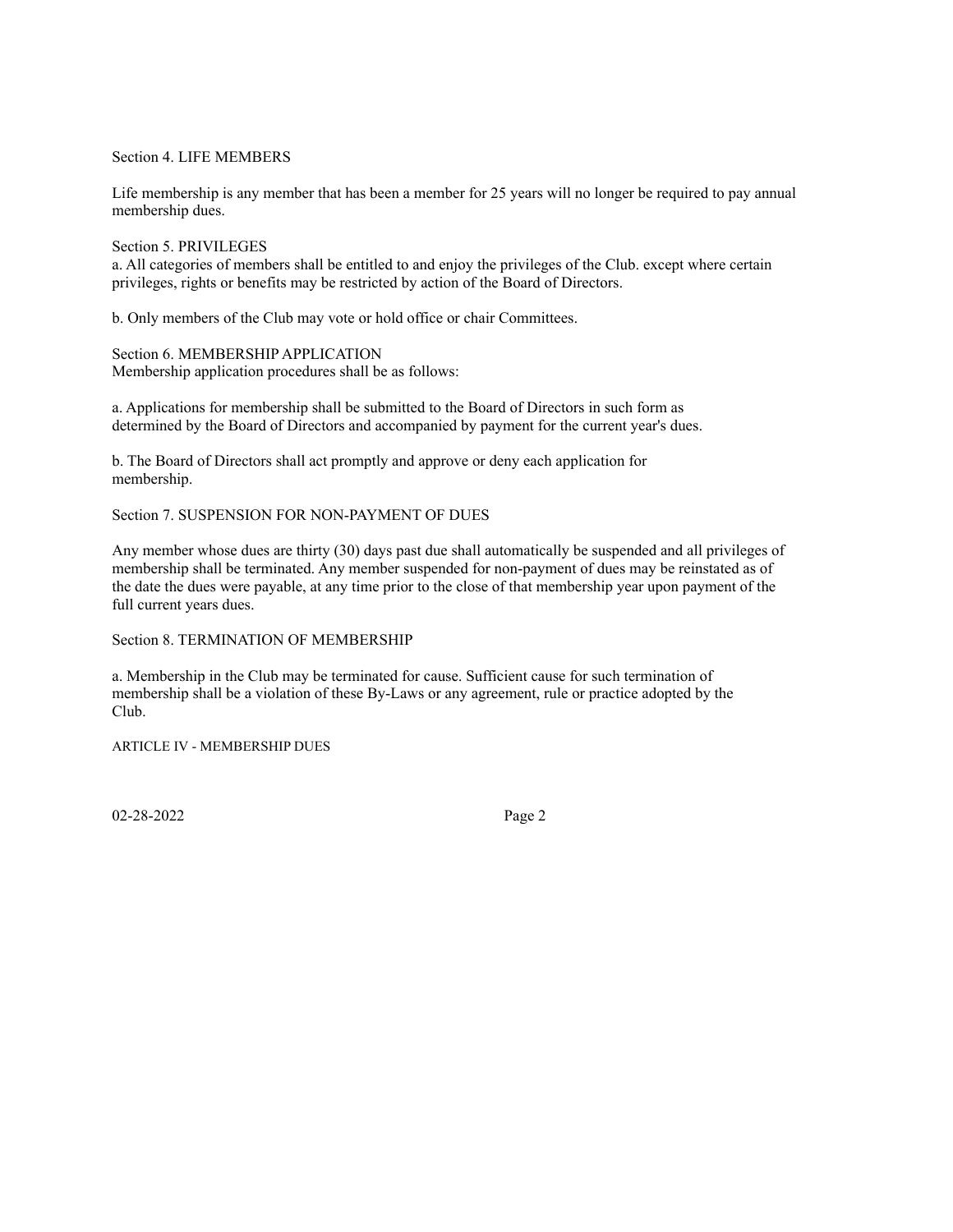### Section 4. LIFE MEMBERS

Life membership is any member that has been a member for 25 years will no longer be required to pay annual membership dues.

### Section 5. PRIVILEGES

a. All categories of members shall be entitled to and enjoy the privileges of the Club. except where certain privileges, rights or benefits may be restricted by action of the Board of Directors.

b. Only members of the Club may vote or hold office or chair Committees.

### Section 6. MEMBERSHIP APPLICATION

Membership application procedures shall be as follows:

a. Applications for membership shall be submitted to the Board of Directors in such form as determined by the Board of Directors and accompanied by payment for the current year's dues.

b. The Board of Directors shall act promptly and approve or deny each application for membership.

### Section 7. SUSPENSION FOR NON-PAYMENT OF DUES

Any member whose dues are thirty (30) days past due shall automatically be suspended and all privileges of membership shall be terminated. Any member suspended for non-payment of dues may be reinstated as of the date the dues were payable, at any time prior to the close of that membership year upon payment of the full current years dues.

### Section 8. TERMINATION OF MEMBERSHIP

a. Membership in the Club may be terminated for cause. Sufficient cause for such termination of membership shall be a violation of these By-Laws or any agreement, rule or practice adopted by the Club.

## ARTICLE IV - MEMBERSHIP DUES

02-28-2022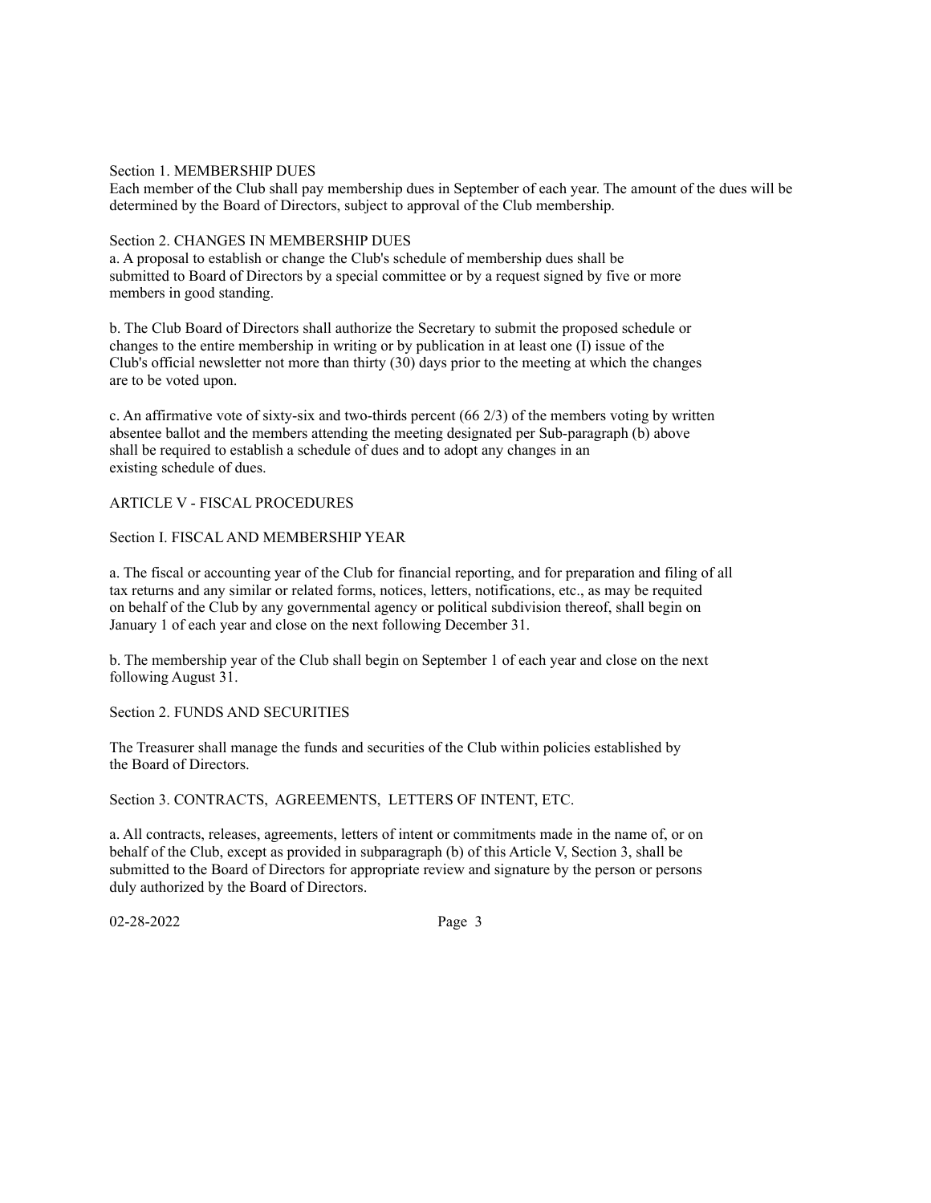Section 1. MEMBERSHIP DUES

Each member of the Club shall pay membership dues in September of each year. The amount of the dues will be determined by the Board of Directors, subject to approval of the Club membership.

Section 2. CHANGES IN MEMBERSHIP DUES

a. A proposal to establish or change the Club's schedule of membership dues shall be submitted to Board of Directors by a special committee or by a request signed by five or more members in good standing.

b. The Club Board of Directors shall authorize the Secretary to submit the proposed schedule or changes to the entire membership in writing or by publication in at least one (I) issue of the Club's official newsletter not more than thirty (30) days prior to the meeting at which the changes are to be voted upon.

c. An affirmative vote of sixty-six and two-thirds percent (66 2/3) of the members voting by written absentee ballot and the members attending the meeting designated per Sub-paragraph (b) above shall be required to establish a schedule of dues and to adopt any changes in an existing schedule of dues.

## ARTICLE V - FISCAL PROCEDURES

Section I. FISCAL AND MEMBERSHIP YEAR

a. The fiscal or accounting year of the Club for financial reporting, and for preparation and filing of all tax returns and any similar or related forms, notices, letters, notifications, etc., as may be requited on behalf of the Club by any governmental agency or political subdivision thereof, shall begin on January 1 of each year and close on the next following December 31.

b. The membership year of the Club shall begin on September 1 of each year and close on the next following August 31.

Section 2. FUNDS AND SECURITIES

The Treasurer shall manage the funds and securities of the Club within policies established by the Board of Directors.

Section 3. CONTRACTS, AGREEMENTS, LETTERS OF INTENT, ETC.

a. All contracts, releases, agreements, letters of intent or commitments made in the name of, or on behalf of the Club, except as provided in subparagraph (b) of this Article V, Section 3, shall be submitted to the Board of Directors for appropriate review and signature by the person or persons duly authorized by the Board of Directors.

02-28-2022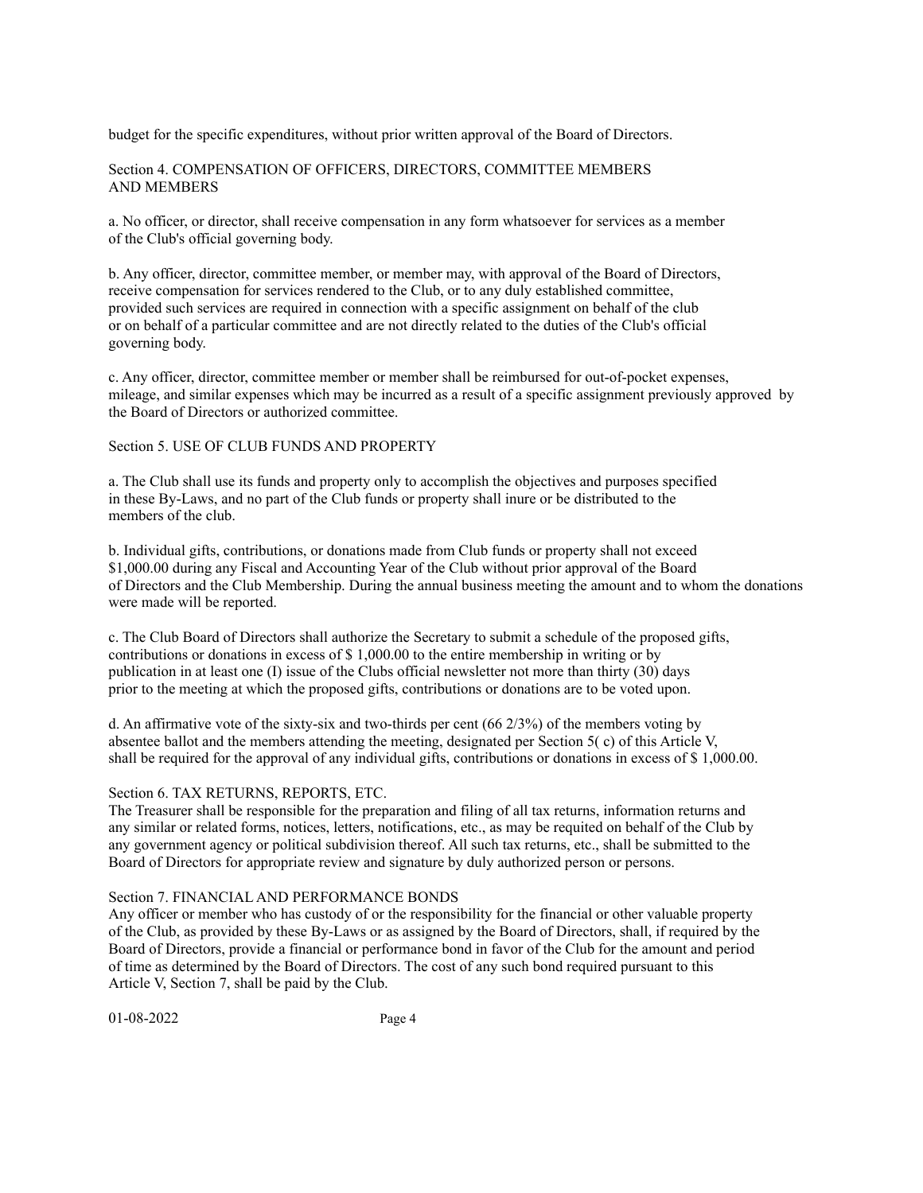budget for the specific expenditures, without prior written approval of the Board of Directors.

### Section 4. COMPENSATION OF OFFICERS, DIRECTORS, COMMITTEE MEMBERS AND MEMBERS

a. No officer, or director, shall receive compensation in any form whatsoever for services as a member of the Club's official governing body.

b. Any officer, director, committee member, or member may, with approval of the Board of Directors, receive compensation for services rendered to the Club, or to any duly established committee, provided such services are required in connection with a specific assignment on behalf of the club or on behalf of a particular committee and are not directly related to the duties of the Club's official governing body.

c. Any officer, director, committee member or member shall be reimbursed for out-of-pocket expenses, mileage, and similar expenses which may be incurred as a result of a specific assignment previously approved by the Board of Directors or authorized committee.

### Section 5. USE OF CLUB FUNDS AND PROPERTY

a. The Club shall use its funds and property only to accomplish the objectives and purposes specified in these By-Laws, and no part of the Club funds or property shall inure or be distributed to the members of the club.

b. Individual gifts, contributions, or donations made from Club funds or property shall not exceed $1,000.00 during any Fiscal and Accounting Year of the Club without prior approval of the Board of Directors and the Club Membership. During the annual business meeting the amount and to whom the donations were made will be reported.

c. The Club Board of Directors shall authorize the Secretary to submit a schedule of the proposed gifts, contributions or donations in excess of $ 1,000.00 to the entire membership in writing or by publication in at least one (I) issue of the Clubs official newsletter not more than thirty (30) days prior to the meeting at which the proposed gifts, contributions or donations are to be voted upon.

d. An affirmative vote of the sixty-six and two-thirds per cent (66 2/3%) of the members voting by absentee ballot and the members attending the meeting, designated per Section 5( c) of this Article V, shall be required for the approval of any individual gifts, contributions or donations in excess of $ 1,000.00.

### Section 6. TAX RETURNS, REPORTS, ETC.

The Treasurer shall be responsible for the preparation and filing of all tax returns, information returns and any similar or related forms, notices, letters, notifications, etc., as may be requited on behalf of the Club by any government agency or political subdivision thereof. All such tax returns, etc., shall be submitted to the Board of Directors for appropriate review and signature by duly authorized person or persons.

### Section 7. FINANCIAL AND PERFORMANCE BONDS

Any officer or member who has custody of or the responsibility for the financial or other valuable property of the Club, as provided by these By-Laws or as assigned by the Board of Directors, shall, if required by the Board of Directors, provide a financial or performance bond in favor of the Club for the amount and period of time as determined by the Board of Directors. The cost of any such bond required pursuant to this Article V, Section 7, shall be paid by the Club.

01-08-2022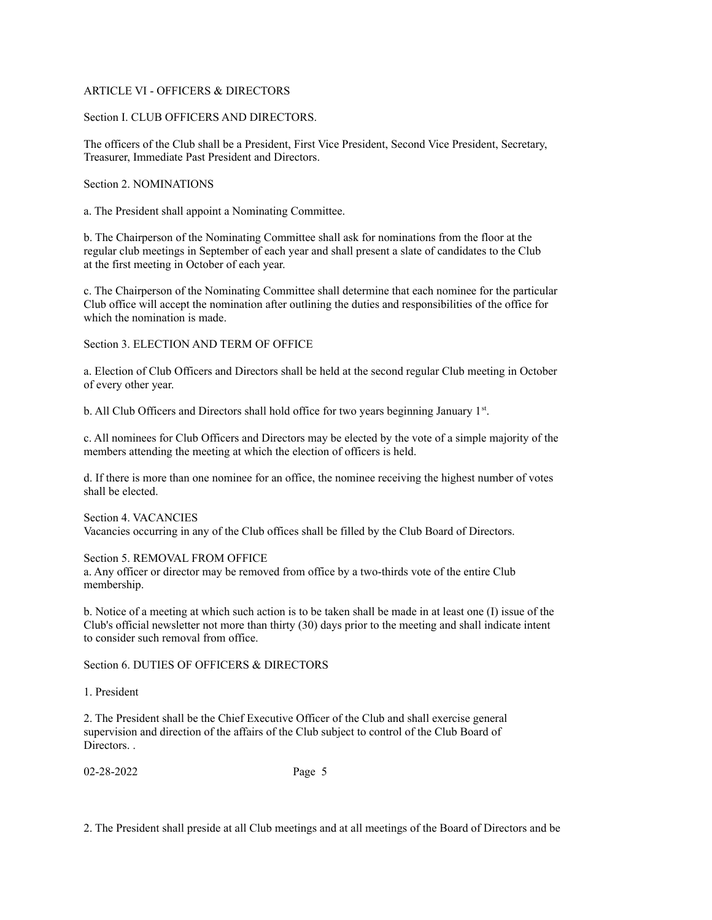## ARTICLE VI - OFFICERS & DIRECTORS

### Section I. CLUB OFFICERS AND DIRECTORS.

The officers of the Club shall be a President, First Vice President, Second Vice President, Secretary, Treasurer, Immediate Past President and Directors.

### Section 2. NOMINATIONS

a. The President shall appoint a Nominating Committee.

b. The Chairperson of the Nominating Committee shall ask for nominations from the floor at the regular club meetings in September of each year and shall present a slate of candidates to the Club at the first meeting in October of each year.

c. The Chairperson of the Nominating Committee shall determine that each nominee for the particular Club office will accept the nomination after outlining the duties and responsibilities of the office for which the nomination is made.

### Section 3. ELECTION AND TERM OF OFFICE

a. Election of Club Officers and Directors shall be held at the second regular Club meeting in October of every other year.

b. All Club Officers and Directors shall hold office for two years beginning January 1st.

c. All nominees for Club Officers and Directors may be elected by the vote of a simple majority of the members attending the meeting at which the election of officers is held.

d. If there is more than one nominee for an office, the nominee receiving the highest number of votes shall be elected.

### Section 4. VACANCIES

Vacancies occurring in any of the Club offices shall be filled by the Club Board of Directors.

### Section 5. REMOVAL FROM OFFICE

a. Any officer or director may be removed from office by a two-thirds vote of the entire Club membership.

b. Notice of a meeting at which such action is to be taken shall be made in at least one (I) issue of the Club's official newsletter not more than thirty (30) days prior to the meeting and shall indicate intent to consider such removal from office.

### Section 6. DUTIES OF OFFICERS & DIRECTORS

1. President

2. The President shall be the Chief Executive Officer of the Club and shall exercise general supervision and direction of the affairs of the Club subject to control of the Club Board of Directors. .

2. The President shall preside at all Club meetings and at all meetings of the Board of Directors and be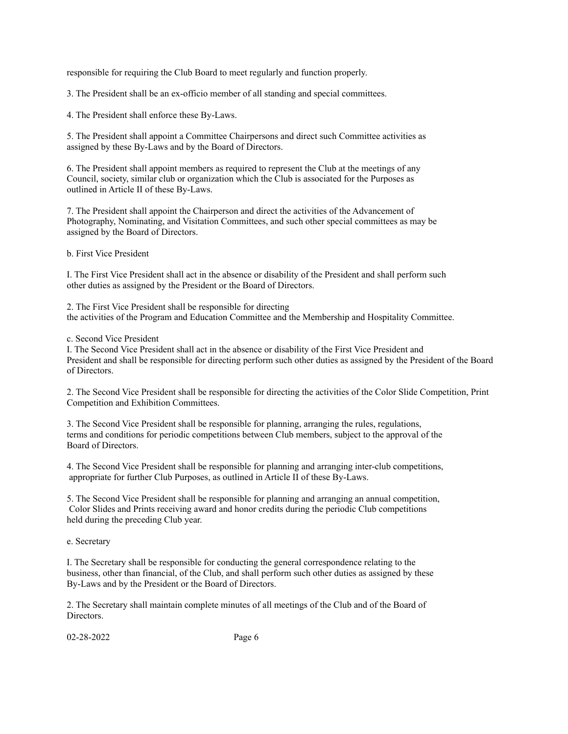responsible for requiring the Club Board to meet regularly and function properly.

3. The President shall be an ex-officio member of all standing and special committees.

4. The President shall enforce these By-Laws.

5. The President shall appoint a Committee Chairpersons and direct such Committee activities as assigned by these By-Laws and by the Board of Directors.

6. The President shall appoint members as required to represent the Club at the meetings of any Council, society, similar club or organization which the Club is associated for the Purposes as outlined in Article II of these By-Laws.

7. The President shall appoint the Chairperson and direct the activities of the Advancement of Photography, Nominating, and Visitation Committees, and such other special committees as may be assigned by the Board of Directors.

b. First Vice President

I. The First Vice President shall act in the absence or disability of the President and shall perform such other duties as assigned by the President or the Board of Directors.

2. The First Vice President shall be responsible for directing the activities of the Program and Education Committee and the Membership and Hospitality Committee.

c. Second Vice President

I. The Second Vice President shall act in the absence or disability of the First Vice President and President and shall be responsible for directing perform such other duties as assigned by the President of the Board of Directors.

2. The Second Vice President shall be responsible for directing the activities of the Color Slide Competition, Print Competition and Exhibition Committees.

3. The Second Vice President shall be responsible for planning, arranging the rules, regulations, terms and conditions for periodic competitions between Club members, subject to the approval of the Board of Directors.

4. The Second Vice President shall be responsible for planning and arranging inter-club competitions, appropriate for further Club Purposes, as outlined in Article II of these By-Laws.

5. The Second Vice President shall be responsible for planning and arranging an annual competition, Color Slides and Prints receiving award and honor credits during the periodic Club competitions held during the preceding Club year.

e. Secretary

I. The Secretary shall be responsible for conducting the general correspondence relating to the business, other than financial, of the Club, and shall perform such other duties as assigned by these By-Laws and by the President or the Board of Directors.

2. The Secretary shall maintain complete minutes of all meetings of the Club and of the Board of Directors.

02-28-2022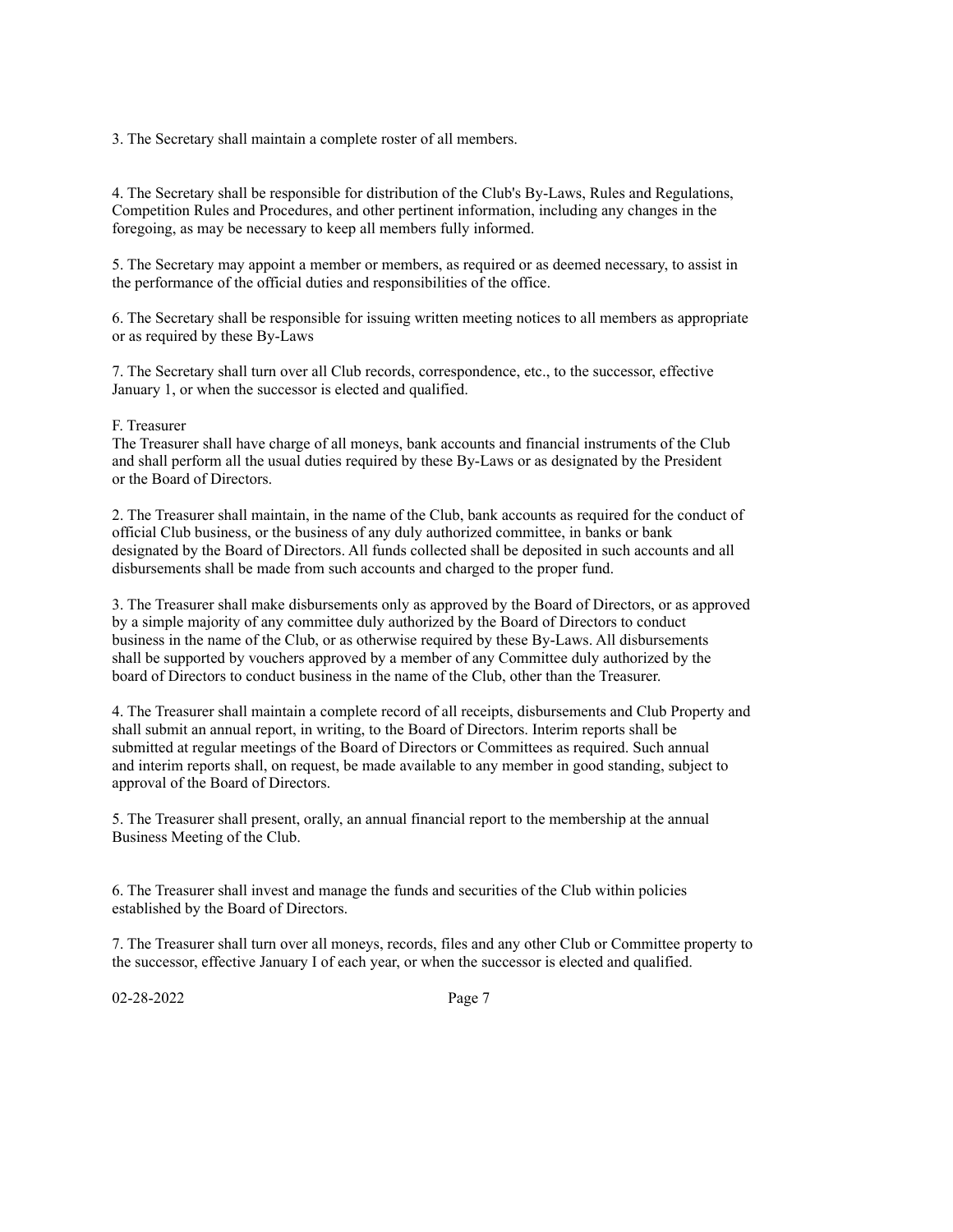3. The Secretary shall maintain a complete roster of all members.

4. The Secretary shall be responsible for distribution of the Club's By-Laws, Rules and Regulations, Competition Rules and Procedures, and other pertinent information, including any changes in the foregoing, as may be necessary to keep all members fully informed.

5. The Secretary may appoint a member or members, as required or as deemed necessary, to assist in the performance of the official duties and responsibilities of the office.

6. The Secretary shall be responsible for issuing written meeting notices to all members as appropriate or as required by these By-Laws

7. The Secretary shall turn over all Club records, correspondence, etc., to the successor, effective January 1, or when the successor is elected and qualified.

F. Treasurer

The Treasurer shall have charge of all moneys, bank accounts and financial instruments of the Club and shall perform all the usual duties required by these By-Laws or as designated by the President or the Board of Directors.

2. The Treasurer shall maintain, in the name of the Club, bank accounts as required for the conduct of official Club business, or the business of any duly authorized committee, in banks or bank designated by the Board of Directors. All funds collected shall be deposited in such accounts and all disbursements shall be made from such accounts and charged to the proper fund.

3. The Treasurer shall make disbursements only as approved by the Board of Directors, or as approved by a simple majority of any committee duly authorized by the Board of Directors to conduct business in the name of the Club, or as otherwise required by these By-Laws. All disbursements shall be supported by vouchers approved by a member of any Committee duly authorized by the board of Directors to conduct business in the name of the Club, other than the Treasurer.

4. The Treasurer shall maintain a complete record of all receipts, disbursements and Club Property and shall submit an annual report, in writing, to the Board of Directors. Interim reports shall be submitted at regular meetings of the Board of Directors or Committees as required. Such annual and interim reports shall, on request, be made available to any member in good standing, subject to approval of the Board of Directors.

5. The Treasurer shall present, orally, an annual financial report to the membership at the annual Business Meeting of the Club.

6. The Treasurer shall invest and manage the funds and securities of the Club within policies established by the Board of Directors.

7. The Treasurer shall turn over all moneys, records, files and any other Club or Committee property to the successor, effective January I of each year, or when the successor is elected and qualified.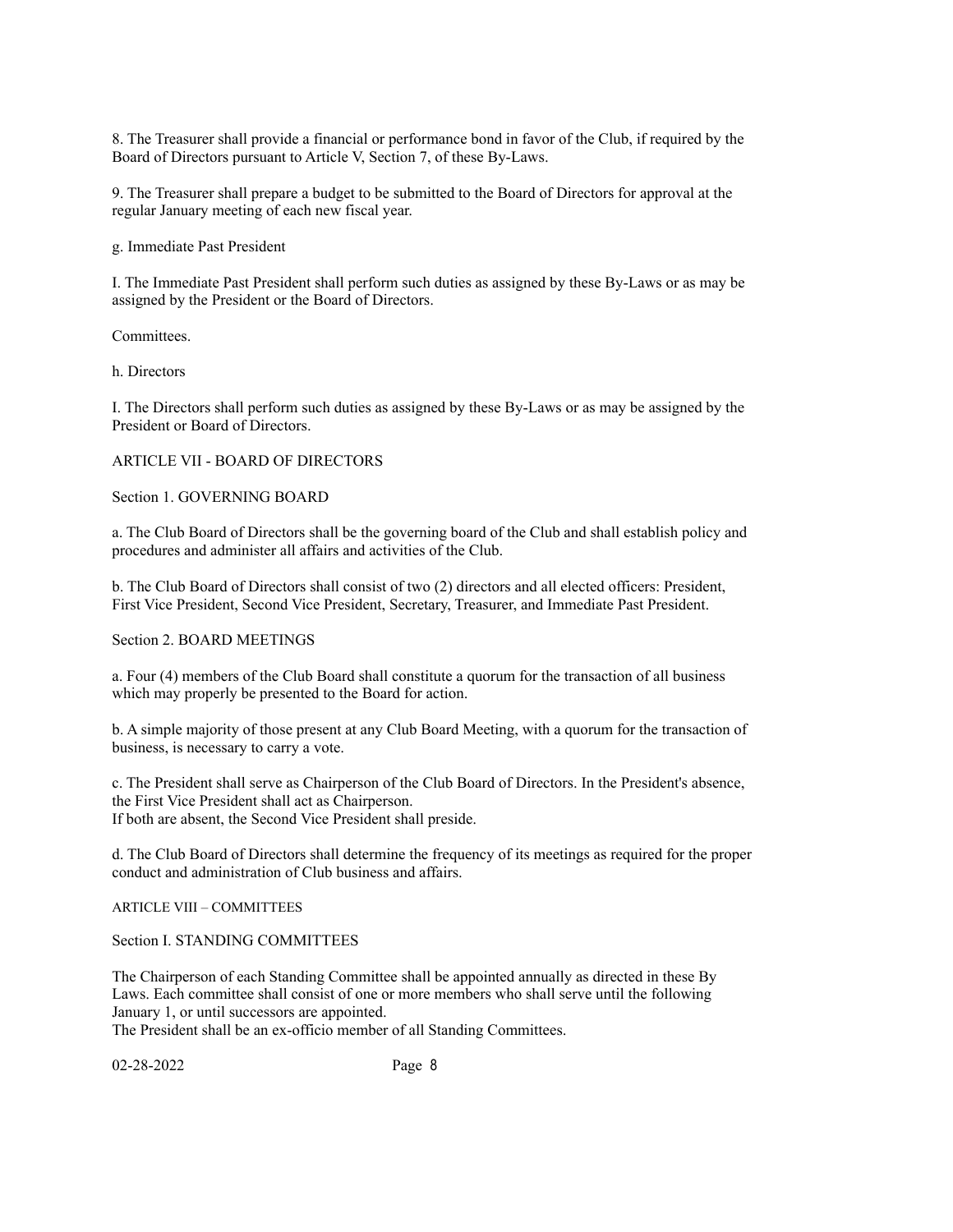8. The Treasurer shall provide a financial or performance bond in favor of the Club, if required by the Board of Directors pursuant to Article V, Section 7, of these By-Laws.

9. The Treasurer shall prepare a budget to be submitted to the Board of Directors for approval at the regular January meeting of each new fiscal year.

g. Immediate Past President

I. The Immediate Past President shall perform such duties as assigned by these By-Laws or as may be assigned by the President or the Board of Directors.

Committees.

h. Directors

I. The Directors shall perform such duties as assigned by these By-Laws or as may be assigned by the President or Board of Directors.

## ARTICLE VII - BOARD OF DIRECTORS

### Section 1. GOVERNING BOARD

a. The Club Board of Directors shall be the governing board of the Club and shall establish policy and procedures and administer all affairs and activities of the Club.

b. The Club Board of Directors shall consist of two (2) directors and all elected officers: President, First Vice President, Second Vice President, Secretary, Treasurer, and Immediate Past President.

### Section 2. BOARD MEETINGS

a. Four (4) members of the Club Board shall constitute a quorum for the transaction of all business which may properly be presented to the Board for action.

b. A simple majority of those present at any Club Board Meeting, with a quorum for the transaction of business, is necessary to carry a vote.

c. The President shall serve as Chairperson of the Club Board of Directors. In the President's absence, the First Vice President shall act as Chairperson.
If both are absent, the Second Vice President shall preside.

d. The Club Board of Directors shall determine the frequency of its meetings as required for the proper conduct and administration of Club business and affairs.

## ARTICLE VIII – COMMITTEES

### Section I. STANDING COMMITTEES

The Chairperson of each Standing Committee shall be appointed annually as directed in these By Laws. Each committee shall consist of one or more members who shall serve until the following January 1, or until successors are appointed.
The President shall be an ex-officio member of all Standing Committees.

02-28-2022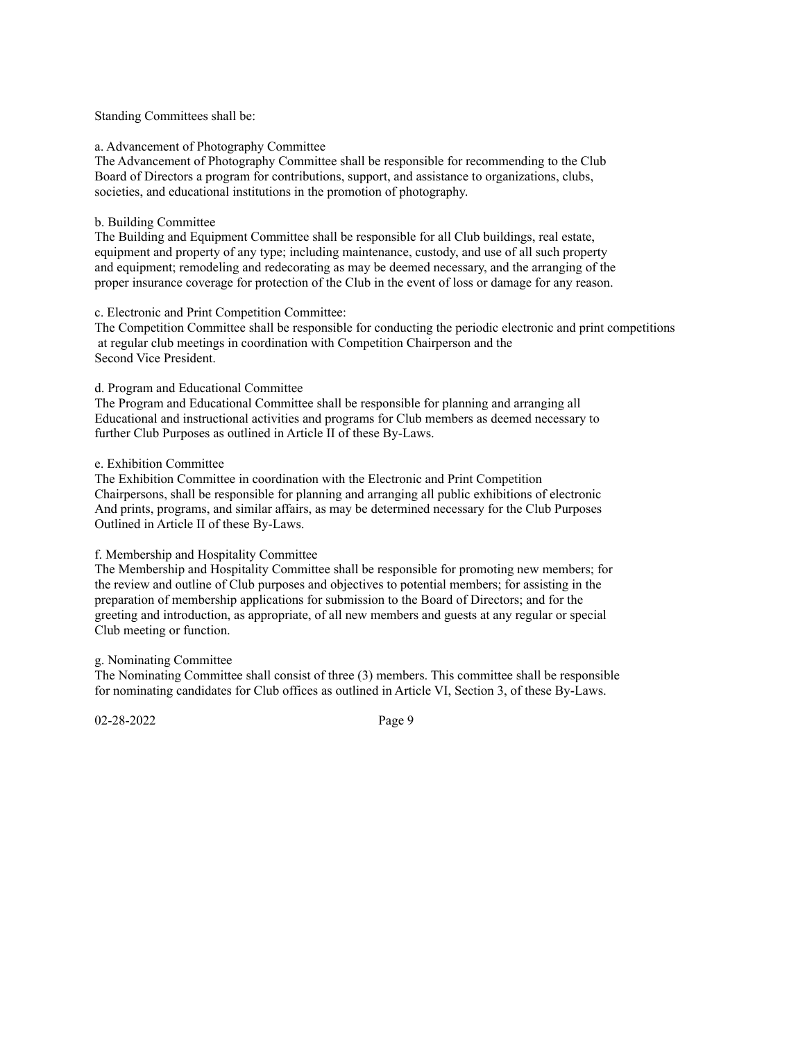Standing Committees shall be:

a. Advancement of Photography Committee
The Advancement of Photography Committee shall be responsible for recommending to the Club Board of Directors a program for contributions, support, and assistance to organizations, clubs, societies, and educational institutions in the promotion of photography.

b. Building Committee
The Building and Equipment Committee shall be responsible for all Club buildings, real estate, equipment and property of any type; including maintenance, custody, and use of all such property and equipment; remodeling and redecorating as may be deemed necessary, and the arranging of the proper insurance coverage for protection of the Club in the event of loss or damage for any reason.

c. Electronic and Print Competition Committee:
The Competition Committee shall be responsible for conducting the periodic electronic and print competitions at regular club meetings in coordination with Competition Chairperson and the Second Vice President.

d. Program and Educational Committee
The Program and Educational Committee shall be responsible for planning and arranging all Educational and instructional activities and programs for Club members as deemed necessary to further Club Purposes as outlined in Article II of these By-Laws.

e. Exhibition Committee
The Exhibition Committee in coordination with the Electronic and Print Competition Chairpersons, shall be responsible for planning and arranging all public exhibitions of electronic And prints, programs, and similar affairs, as may be determined necessary for the Club Purposes Outlined in Article II of these By-Laws.

f. Membership and Hospitality Committee
The Membership and Hospitality Committee shall be responsible for promoting new members; for the review and outline of Club purposes and objectives to potential members; for assisting in the preparation of membership applications for submission to the Board of Directors; and for the greeting and introduction, as appropriate, of all new members and guests at any regular or special Club meeting or function.

g. Nominating Committee
The Nominating Committee shall consist of three (3) members. This committee shall be responsible for nominating candidates for Club offices as outlined in Article VI, Section 3, of these By-Laws.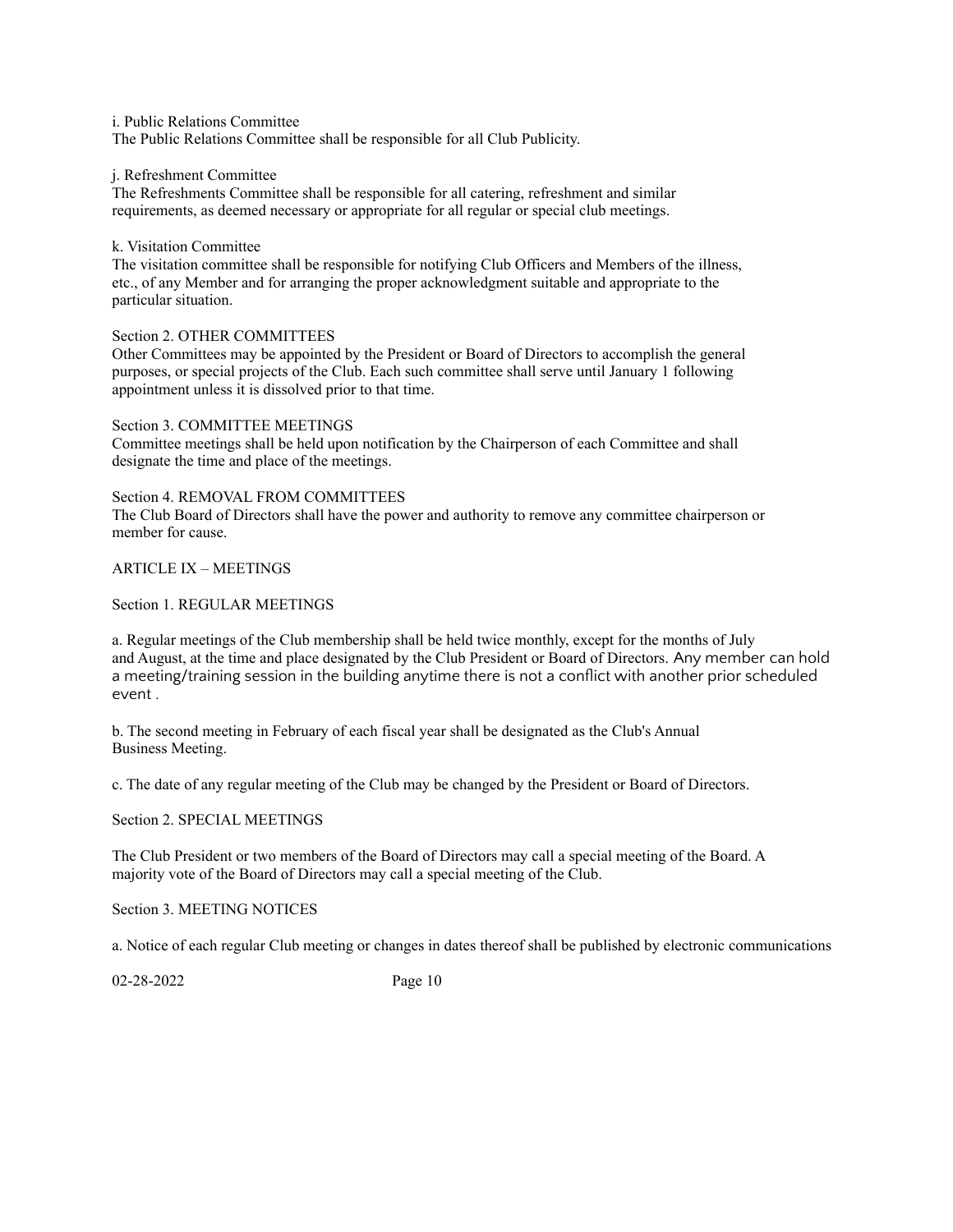i. Public Relations Committee
The Public Relations Committee shall be responsible for all Club Publicity.

j. Refreshment Committee
The Refreshments Committee shall be responsible for all catering, refreshment and similar requirements, as deemed necessary or appropriate for all regular or special club meetings.

k. Visitation Committee
The visitation committee shall be responsible for notifying Club Officers and Members of the illness, etc., of any Member and for arranging the proper acknowledgment suitable and appropriate to the particular situation.

Section 2. OTHER COMMITTEES
Other Committees may be appointed by the President or Board of Directors to accomplish the general purposes, or special projects of the Club. Each such committee shall serve until January 1 following appointment unless it is dissolved prior to that time.

Section 3. COMMITTEE MEETINGS
Committee meetings shall be held upon notification by the Chairperson of each Committee and shall designate the time and place of the meetings.

Section 4. REMOVAL FROM COMMITTEES
The Club Board of Directors shall have the power and authority to remove any committee chairperson or member for cause.

## ARTICLE IX – MEETINGS

Section 1. REGULAR MEETINGS

a. Regular meetings of the Club membership shall be held twice monthly, except for the months of July and August, at the time and place designated by the Club President or Board of Directors. Any member can hold a meeting/training session in the building anytime there is not a conflict with another prior scheduled event .

b. The second meeting in February of each fiscal year shall be designated as the Club's Annual Business Meeting.

c. The date of any regular meeting of the Club may be changed by the President or Board of Directors.

Section 2. SPECIAL MEETINGS

The Club President or two members of the Board of Directors may call a special meeting of the Board. A majority vote of the Board of Directors may call a special meeting of the Club.

Section 3. MEETING NOTICES

a. Notice of each regular Club meeting or changes in dates thereof shall be published by electronic communications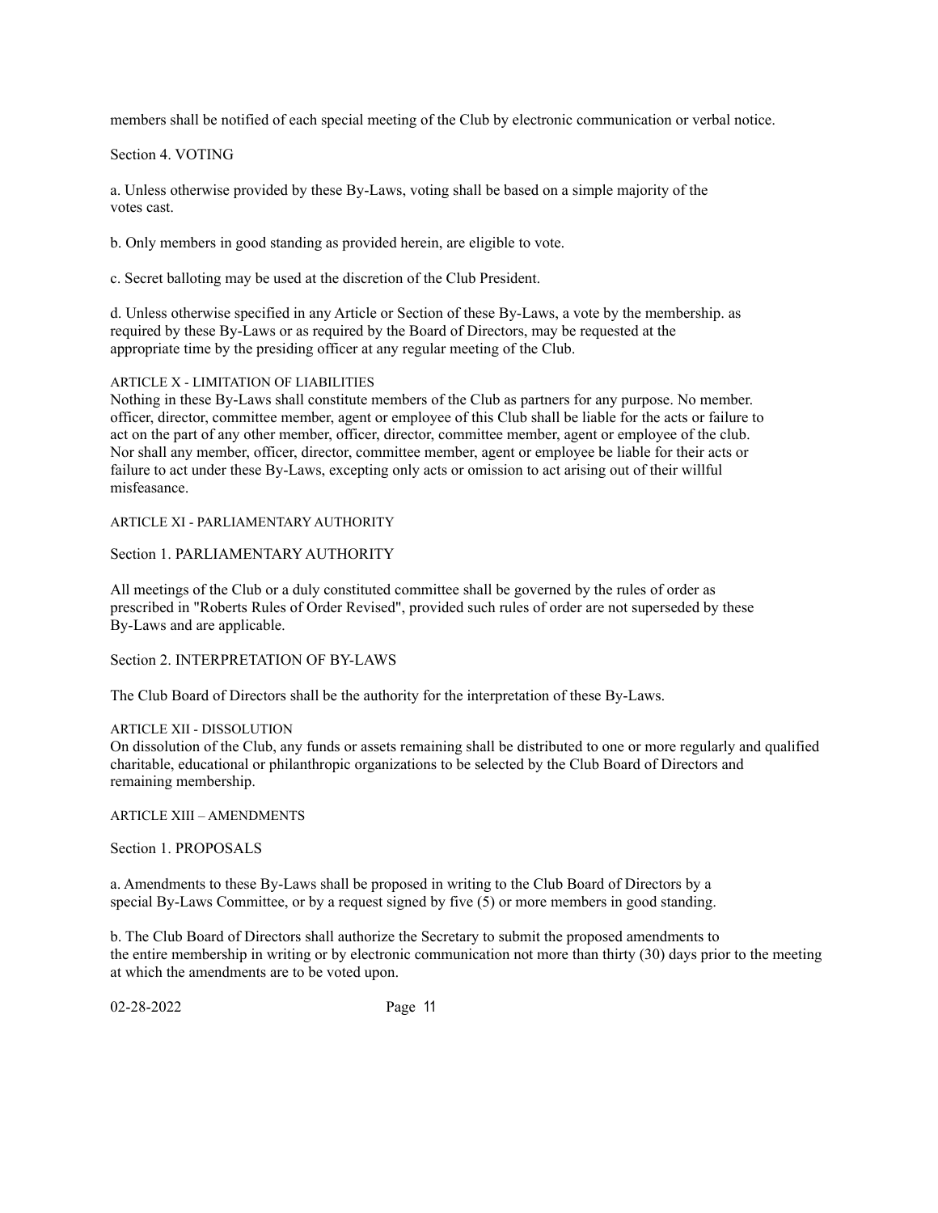members shall be notified of each special meeting of the Club by electronic communication or verbal notice.

Section 4. VOTING

a. Unless otherwise provided by these By-Laws, voting shall be based on a simple majority of the votes cast.

b. Only members in good standing as provided herein, are eligible to vote.

c. Secret balloting may be used at the discretion of the Club President.

d. Unless otherwise specified in any Article or Section of these By-Laws, a vote by the membership. as required by these By-Laws or as required by the Board of Directors, may be requested at the appropriate time by the presiding officer at any regular meeting of the Club.

## ARTICLE X - LIMITATION OF LIABILITIES

Nothing in these By-Laws shall constitute members of the Club as partners for any purpose. No member. officer, director, committee member, agent or employee of this Club shall be liable for the acts or failure to act on the part of any other member, officer, director, committee member, agent or employee of the club. Nor shall any member, officer, director, committee member, agent or employee be liable for their acts or failure to act under these By-Laws, excepting only acts or omission to act arising out of their willful misfeasance.

## ARTICLE XI - PARLIAMENTARY AUTHORITY

Section 1. PARLIAMENTARY AUTHORITY

All meetings of the Club or a duly constituted committee shall be governed by the rules of order as prescribed in "Roberts Rules of Order Revised", provided such rules of order are not superseded by these By-Laws and are applicable.

Section 2. INTERPRETATION OF BY-LAWS

The Club Board of Directors shall be the authority for the interpretation of these By-Laws.

## ARTICLE XII - DISSOLUTION

On dissolution of the Club, any funds or assets remaining shall be distributed to one or more regularly and qualified charitable, educational or philanthropic organizations to be selected by the Club Board of Directors and remaining membership.

## ARTICLE XIII – AMENDMENTS

Section 1. PROPOSALS

a. Amendments to these By-Laws shall be proposed in writing to the Club Board of Directors by a special By-Laws Committee, or by a request signed by five (5) or more members in good standing.

b. The Club Board of Directors shall authorize the Secretary to submit the proposed amendments to the entire membership in writing or by electronic communication not more than thirty (30) days prior to the meeting at which the amendments are to be voted upon.

02-28-2022